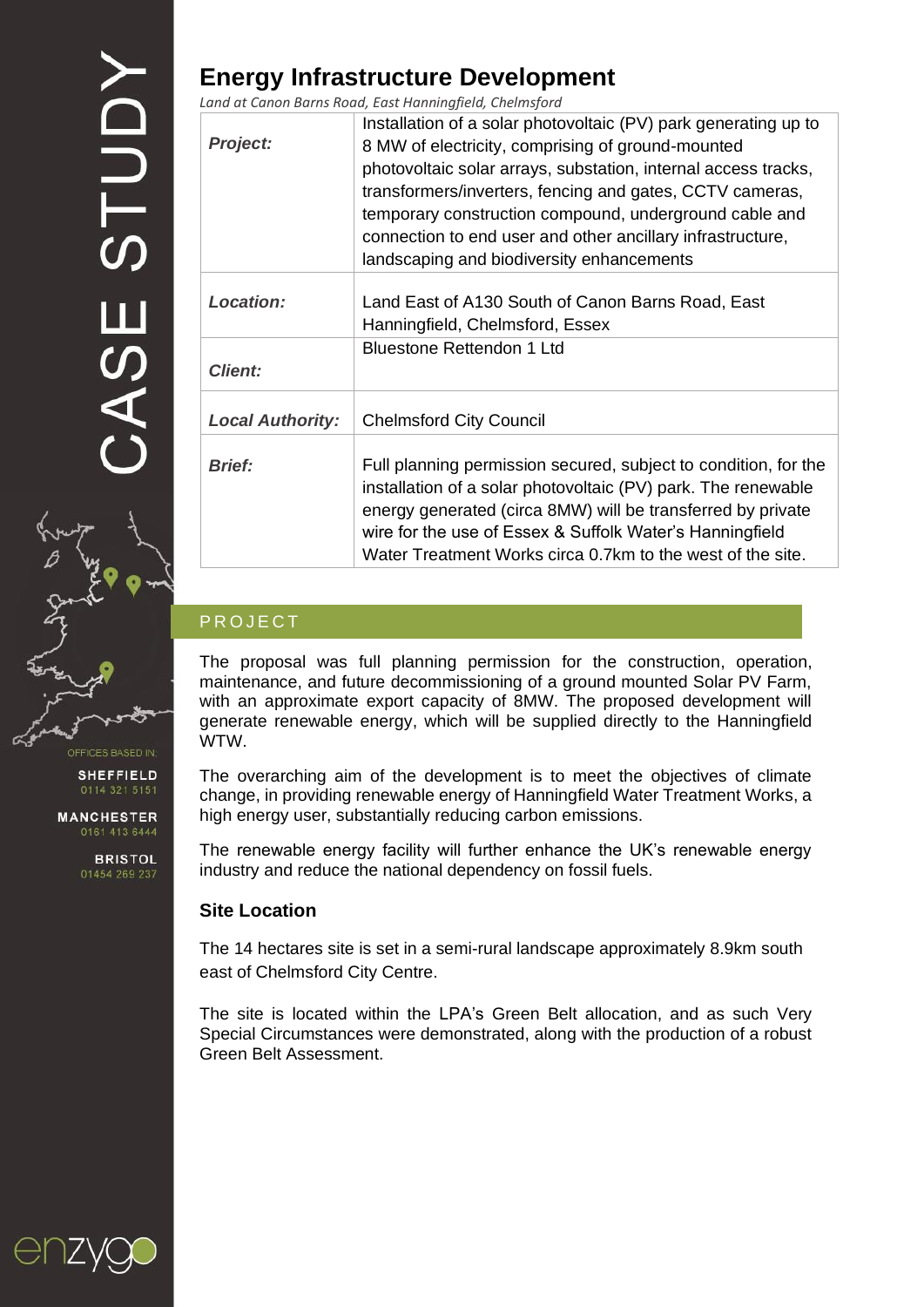# Energy Infrastructure Development

*Land at Canon Barns Road, East Hanningfield, Chelmsford*

| | |
|---|---|
| ***Project:*** | Installation of a solar photovoltaic (PV) park generating up to 8 MW of electricity, comprising of ground-mounted photovoltaic solar arrays, substation, internal access tracks, transformers/inverters, fencing and gates, CCTV cameras, temporary construction compound, underground cable and connection to end user and other ancillary infrastructure, landscaping and biodiversity enhancements |
| ***Location:*** | Land East of A130 South of Canon Barns Road, East Hanningfield, Chelmsford, Essex |
| ***Client:*** | Bluestone Rettendon 1 Ltd |
| ***Local Authority:*** | Chelmsford City Council |
| ***Brief:*** | Full planning permission secured, subject to condition, for the installation of a solar photovoltaic (PV) park. The renewable energy generated (circa 8MW) will be transferred by private wire for the use of Essex & Suffolk Water's Hanningfield Water Treatment Works circa 0.7km to the west of the site. |

## PROJECT

The proposal was full planning permission for the construction, operation, maintenance, and future decommissioning of a ground mounted Solar PV Farm, with an approximate export capacity of 8MW. The proposed development will generate renewable energy, which will be supplied directly to the Hanningfield WTW.

The overarching aim of the development is to meet the objectives of climate change, in providing renewable energy of Hanningfield Water Treatment Works, a high energy user, substantially reducing carbon emissions.

The renewable energy facility will further enhance the UK's renewable energy industry and reduce the national dependency on fossil fuels.

### Site Location

The 14 hectares site is set in a semi-rural landscape approximately 8.9km south east of Chelmsford City Centre.

The site is located within the LPA's Green Belt allocation, and as such Very Special Circumstances were demonstrated, along with the production of a robust Green Belt Assessment.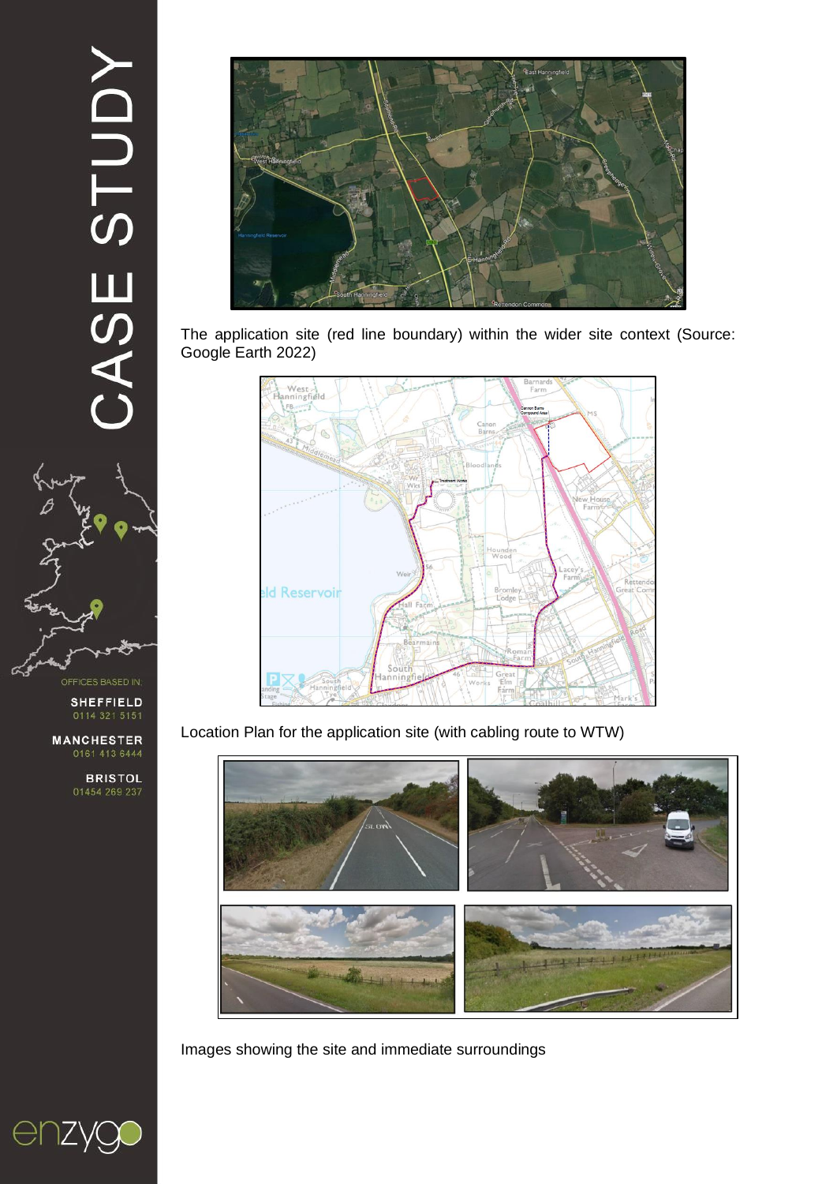The application site (red line boundary) within the wider site context (Source: Google Earth 2022)

Location Plan for the application site (with cabling route to WTW)

Images showing the site and immediate surroundings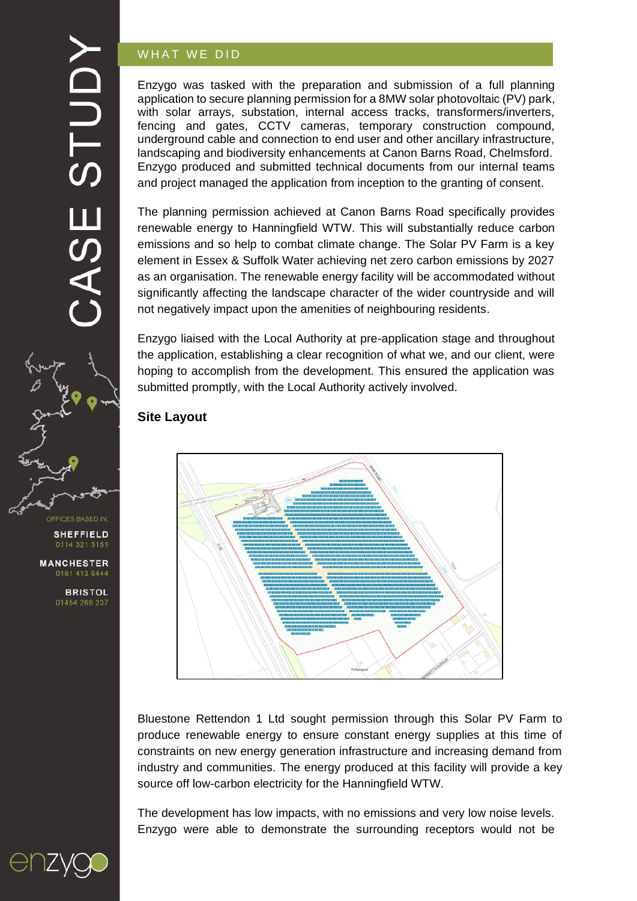## WHAT WE DID

Enzygo was tasked with the preparation and submission of a full planning application to secure planning permission for a 8MW solar photovoltaic (PV) park, with solar arrays, substation, internal access tracks, transformers/inverters, fencing and gates, CCTV cameras, temporary construction compound, underground cable and connection to end user and other ancillary infrastructure, landscaping and biodiversity enhancements at Canon Barns Road, Chelmsford. Enzygo produced and submitted technical documents from our internal teams and project managed the application from inception to the granting of consent.

The planning permission achieved at Canon Barns Road specifically provides renewable energy to Hanningfield WTW. This will substantially reduce carbon emissions and so help to combat climate change. The Solar PV Farm is a key element in Essex & Suffolk Water achieving net zero carbon emissions by 2027 as an organisation. The renewable energy facility will be accommodated without significantly affecting the landscape character of the wider countryside and will not negatively impact upon the amenities of neighbouring residents.

Enzygo liaised with the Local Authority at pre-application stage and throughout the application, establishing a clear recognition of what we, and our client, were hoping to accomplish from the development. This ensured the application was submitted promptly, with the Local Authority actively involved.

**Site Layout**

Bluestone Rettendon 1 Ltd sought permission through this Solar PV Farm to produce renewable energy to ensure constant energy supplies at this time of constraints on new energy generation infrastructure and increasing demand from industry and communities. The energy produced at this facility will provide a key source off low-carbon electricity for the Hanningfield WTW.

The development has low impacts, with no emissions and very low noise levels. Enzygo were able to demonstrate the surrounding receptors would not be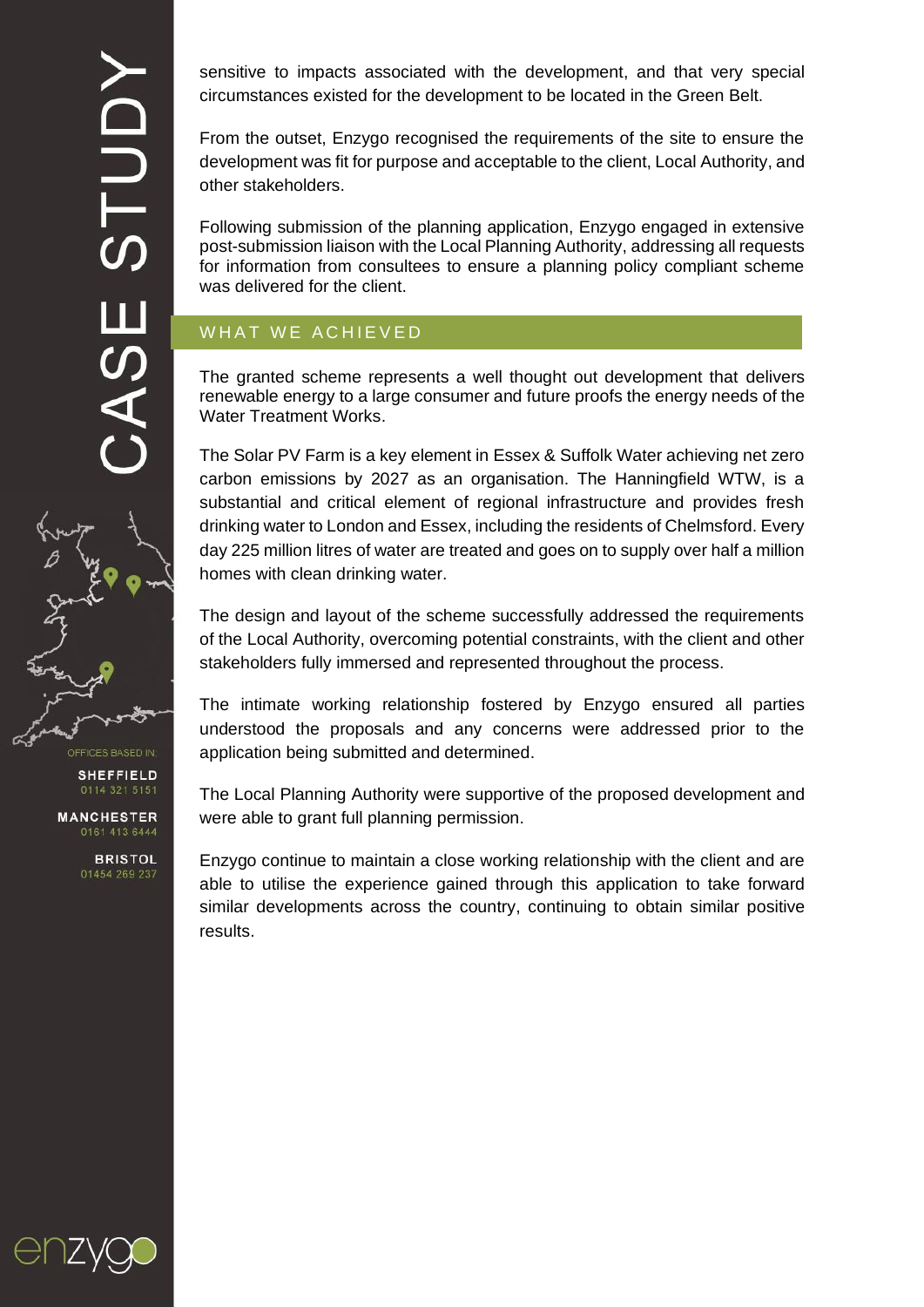sensitive to impacts associated with the development, and that very special circumstances existed for the development to be located in the Green Belt.

From the outset, Enzygo recognised the requirements of the site to ensure the development was fit for purpose and acceptable to the client, Local Authority, and other stakeholders.

Following submission of the planning application, Enzygo engaged in extensive post-submission liaison with the Local Planning Authority, addressing all requests for information from consultees to ensure a planning policy compliant scheme was delivered for the client.

## WHAT WE ACHIEVED

The granted scheme represents a well thought out development that delivers renewable energy to a large consumer and future proofs the energy needs of the Water Treatment Works.

The Solar PV Farm is a key element in Essex & Suffolk Water achieving net zero carbon emissions by 2027 as an organisation. The Hanningfield WTW, is a substantial and critical element of regional infrastructure and provides fresh drinking water to London and Essex, including the residents of Chelmsford. Every day 225 million litres of water are treated and goes on to supply over half a million homes with clean drinking water.

The design and layout of the scheme successfully addressed the requirements of the Local Authority, overcoming potential constraints, with the client and other stakeholders fully immersed and represented throughout the process.

The intimate working relationship fostered by Enzygo ensured all parties understood the proposals and any concerns were addressed prior to the application being submitted and determined.

The Local Planning Authority were supportive of the proposed development and were able to grant full planning permission.

Enzygo continue to maintain a close working relationship with the client and are able to utilise the experience gained through this application to take forward similar developments across the country, continuing to obtain similar positive results.

CASE STUDY

OFFICES BASED IN:

**SHEFFIELD**
0114 321 5151

**MANCHESTER**
0161 413 6444

**BRISTOL**
01454 269 237

enzygo